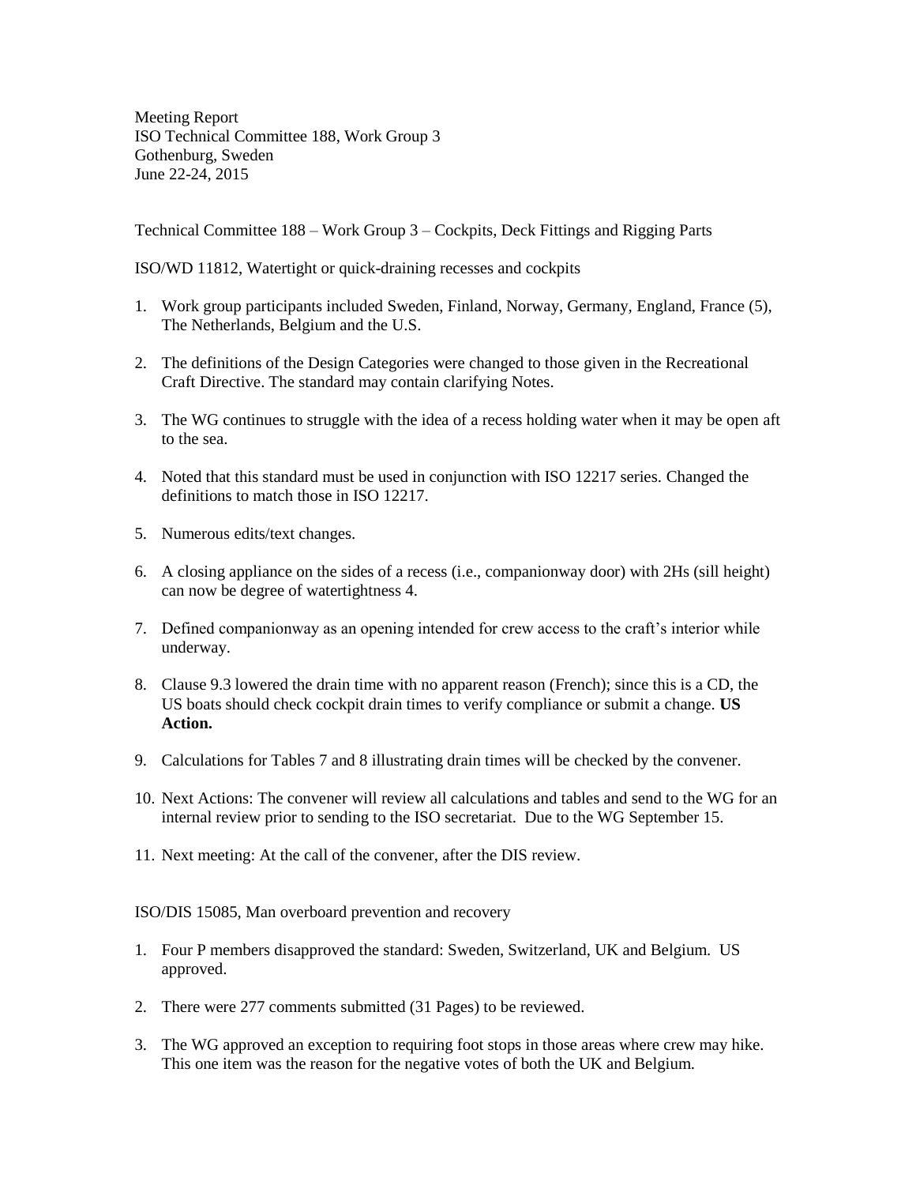Meeting Report
ISO Technical Committee 188, Work Group 3
Gothenburg, Sweden
June 22-24, 2015

Technical Committee 188 – Work Group 3 – Cockpits, Deck Fittings and Rigging Parts

ISO/WD 11812, Watertight or quick-draining recesses and cockpits

1. Work group participants included Sweden, Finland, Norway, Germany, England, France (5), The Netherlands, Belgium and the U.S.

2. The definitions of the Design Categories were changed to those given in the Recreational Craft Directive. The standard may contain clarifying Notes.

3. The WG continues to struggle with the idea of a recess holding water when it may be open aft to the sea.

4. Noted that this standard must be used in conjunction with ISO 12217 series. Changed the definitions to match those in ISO 12217.

5. Numerous edits/text changes.

6. A closing appliance on the sides of a recess (i.e., companionway door) with 2Hs (sill height) can now be degree of watertightness 4.

7. Defined companionway as an opening intended for crew access to the craft's interior while underway.

8. Clause 9.3 lowered the drain time with no apparent reason (French); since this is a CD, the US boats should check cockpit drain times to verify compliance or submit a change. **US Action.**

9. Calculations for Tables 7 and 8 illustrating drain times will be checked by the convener.

10. Next Actions: The convener will review all calculations and tables and send to the WG for an internal review prior to sending to the ISO secretariat. Due to the WG September 15.

11. Next meeting: At the call of the convener, after the DIS review.

ISO/DIS 15085, Man overboard prevention and recovery

1. Four P members disapproved the standard: Sweden, Switzerland, UK and Belgium. US approved.

2. There were 277 comments submitted (31 Pages) to be reviewed.

3. The WG approved an exception to requiring foot stops in those areas where crew may hike. This one item was the reason for the negative votes of both the UK and Belgium.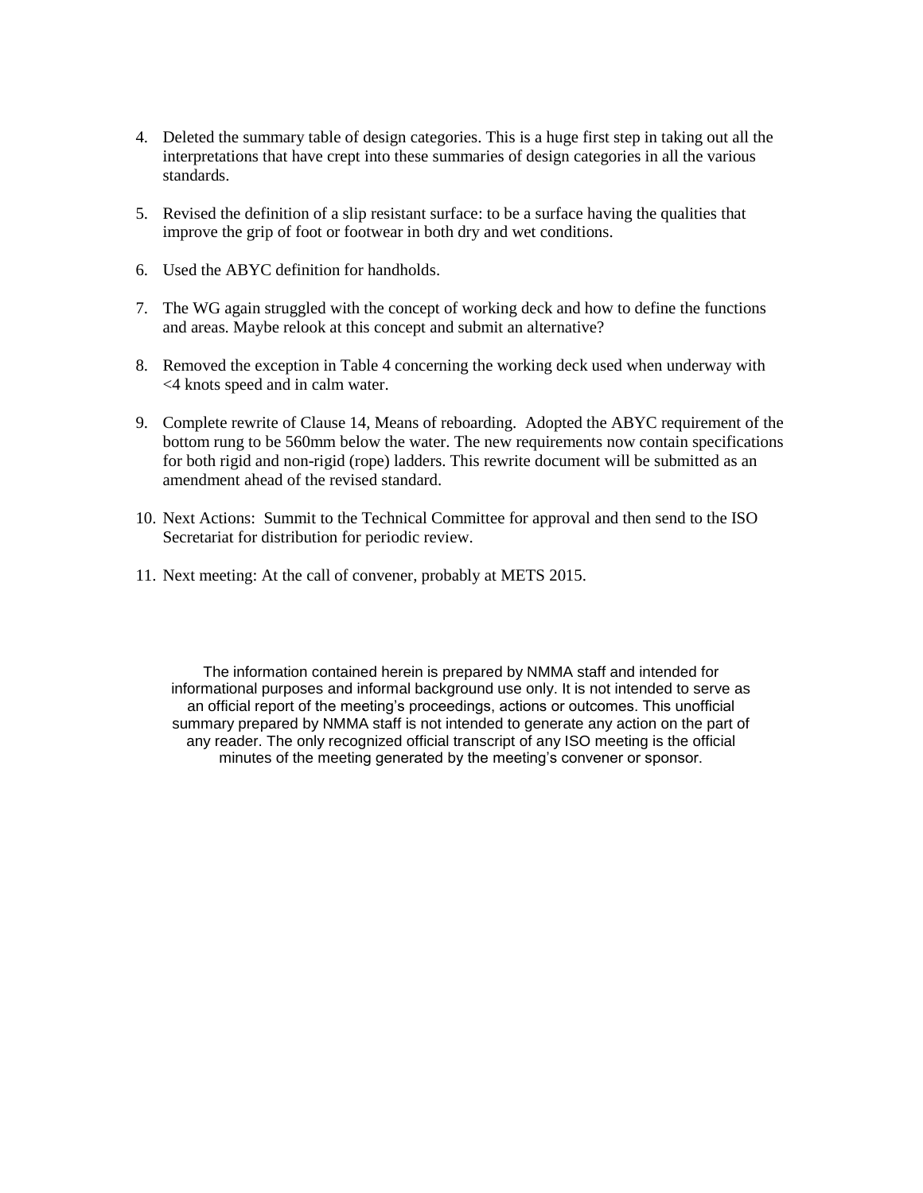4. Deleted the summary table of design categories. This is a huge first step in taking out all the interpretations that have crept into these summaries of design categories in all the various standards.

5. Revised the definition of a slip resistant surface: to be a surface having the qualities that improve the grip of foot or footwear in both dry and wet conditions.

6. Used the ABYC definition for handholds.

7. The WG again struggled with the concept of working deck and how to define the functions and areas. Maybe relook at this concept and submit an alternative?

8. Removed the exception in Table 4 concerning the working deck used when underway with <4 knots speed and in calm water.

9. Complete rewrite of Clause 14, Means of reboarding. Adopted the ABYC requirement of the bottom rung to be 560mm below the water. The new requirements now contain specifications for both rigid and non-rigid (rope) ladders. This rewrite document will be submitted as an amendment ahead of the revised standard.

10. Next Actions: Summit to the Technical Committee for approval and then send to the ISO Secretariat for distribution for periodic review.

11. Next meeting: At the call of convener, probably at METS 2015.

The information contained herein is prepared by NMMA staff and intended for informational purposes and informal background use only. It is not intended to serve as an official report of the meeting's proceedings, actions or outcomes. This unofficial summary prepared by NMMA staff is not intended to generate any action on the part of any reader. The only recognized official transcript of any ISO meeting is the official minutes of the meeting generated by the meeting's convener or sponsor.